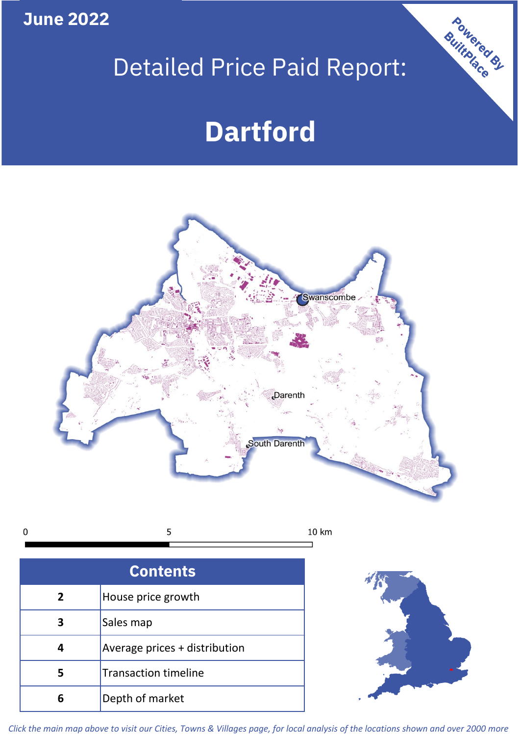June 2022

# Detailed Price Paid Report:

# Dartford

Powered By BuiltPlace

## Contents

| | |
|---|---|
| 2 | House price growth |
| 3 | Sales map |
| 4 | Average prices + distribution |
| 5 | Transaction timeline |
| 6 | Depth of market |

*Click the main map above to visit our Cities, Towns & Villages page, for local analysis of the locations shown and over 2000 more*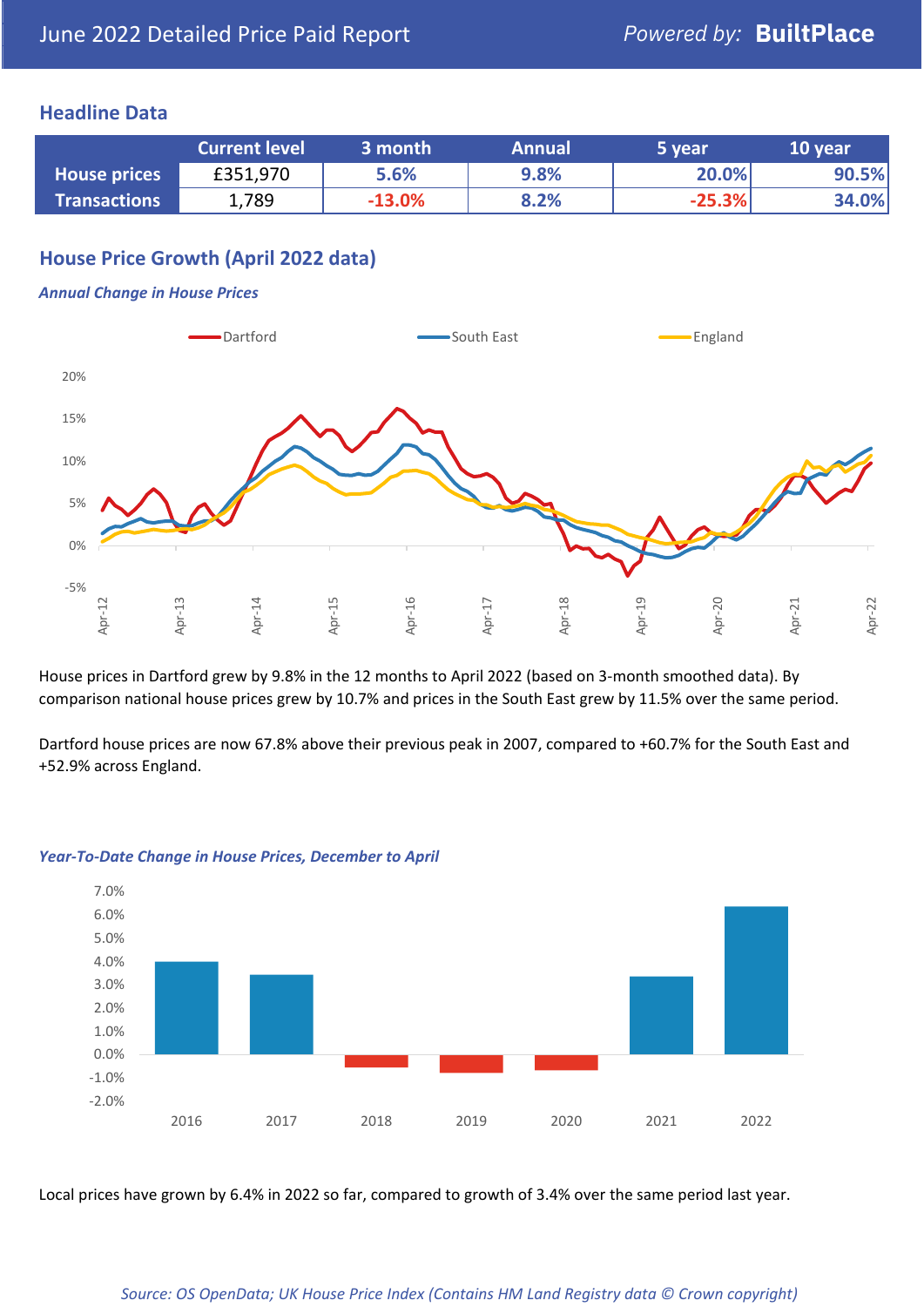June 2022 Detailed Price Paid Report

*Powered by:* **BuiltPlace**

## Headline Data

| | Current level | 3 month | Annual | 5 year | 10 year |
|---|---|---|---|---|---|
| **House prices** | £351,970 | 5.6% | 9.8% | 20.0% | 90.5% |
| **Transactions** | 1,789 | -13.0% | 8.2% | -25.3% | 34.0% |

## House Price Growth (April 2022 data)

### *Annual Change in House Prices*

House prices in Dartford grew by 9.8% in the 12 months to April 2022 (based on 3-month smoothed data). By comparison national house prices grew by 10.7% and prices in the South East grew by 11.5% over the same period.

Dartford house prices are now 67.8% above their previous peak in 2007, compared to +60.7% for the South East and +52.9% across England.

### *Year-To-Date Change in House Prices, December to April*

Local prices have grown by 6.4% in 2022 so far, compared to growth of 3.4% over the same period last year.

*Source: OS OpenData; UK House Price Index (Contains HM Land Registry data © Crown copyright)*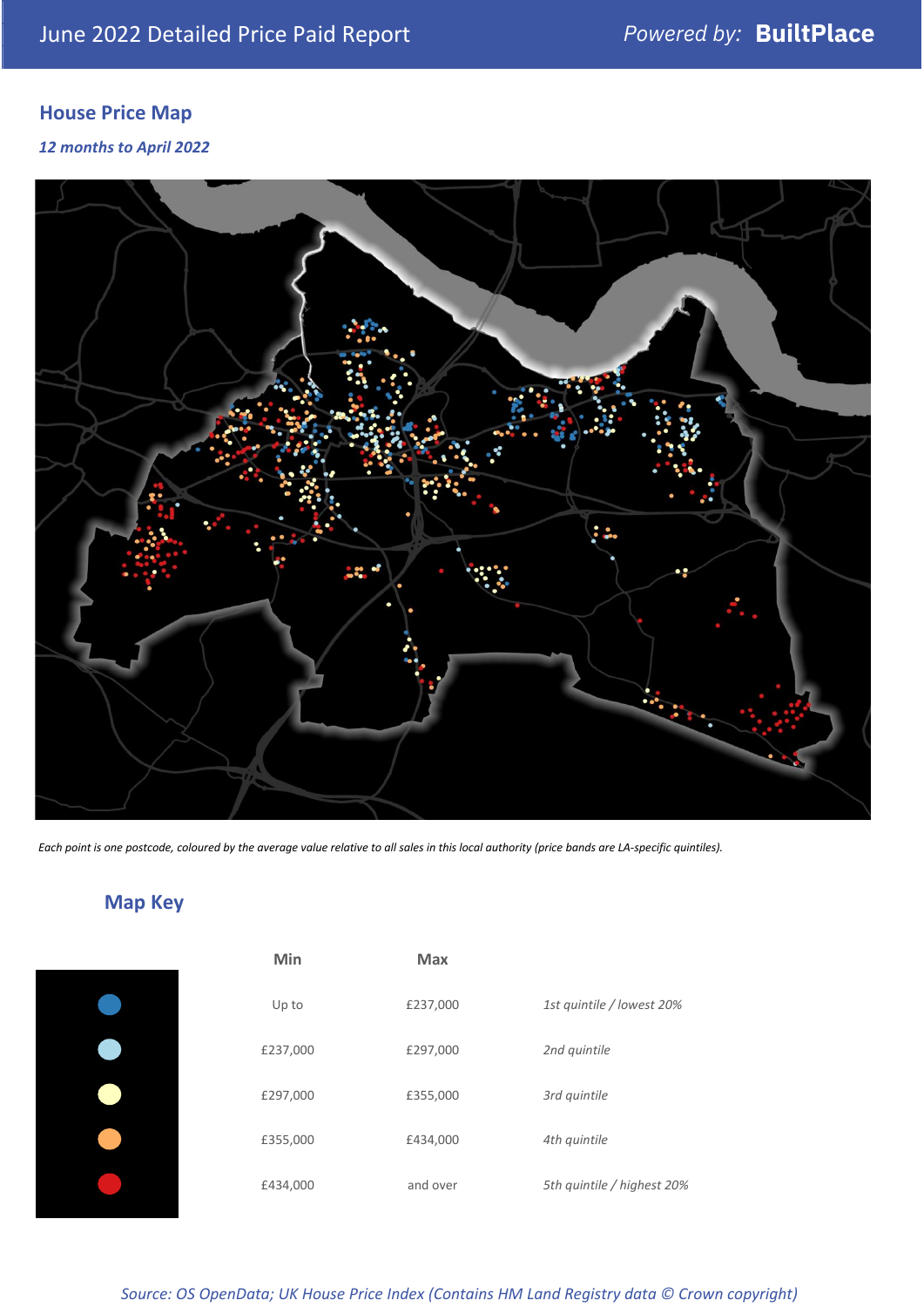June 2022 Detailed Price Paid Report

*Powered by:* **BuiltPlace**

## House Price Map

***12 months to April 2022***

*Each point is one postcode, coloured by the average value relative to all sales in this local authority (price bands are LA-specific quintiles).*

## Map Key

| | Min | Max | |
|---|---|---|---|
| ● (dark blue) | Up to | £237,000 | *1st quintile / lowest 20%* |
| ● (light blue) | £237,000 | £297,000 | *2nd quintile* |
| ● (pale yellow) | £297,000 | £355,000 | *3rd quintile* |
| ● (orange) | £355,000 | £434,000 | *4th quintile* |
| ● (red) | £434,000 | and over | *5th quintile / highest 20%* |

*Source: OS OpenData; UK House Price Index (Contains HM Land Registry data © Crown copyright)*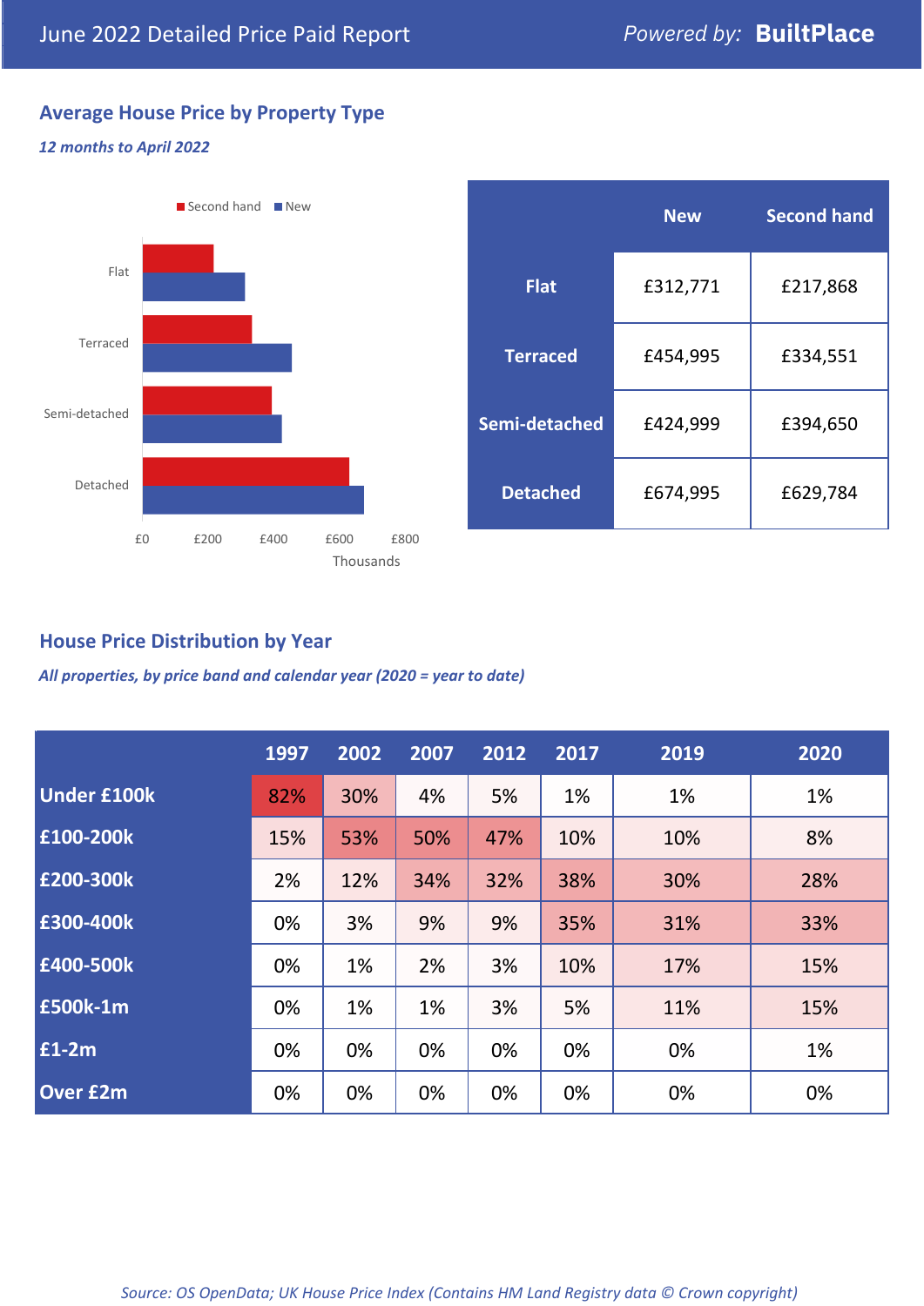# June 2022 Detailed Price Paid Report

Powered by: **BuiltPlace**

## Average House Price by Property Type

*12 months to April 2022*

|  | New | Second hand |
|---|---|---|
| **Flat** | £312,771 | £217,868 |
| **Terraced** | £454,995 | £334,551 |
| **Semi-detached** | £424,999 | £394,650 |
| **Detached** | £674,995 | £629,784 |

## House Price Distribution by Year

*All properties, by price band and calendar year (2020 = year to date)*

|  | 1997 | 2002 | 2007 | 2012 | 2017 | 2019 | 2020 |
|---|---|---|---|---|---|---|---|
| **Under £100k** | 82% | 30% | 4% | 5% | 1% | 1% | 1% |
| **£100-200k** | 15% | 53% | 50% | 47% | 10% | 10% | 8% |
| **£200-300k** | 2% | 12% | 34% | 32% | 38% | 30% | 28% |
| **£300-400k** | 0% | 3% | 9% | 9% | 35% | 31% | 33% |
| **£400-500k** | 0% | 1% | 2% | 3% | 10% | 17% | 15% |
| **£500k-1m** | 0% | 1% | 1% | 3% | 5% | 11% | 15% |
| **£1-2m** | 0% | 0% | 0% | 0% | 0% | 0% | 1% |
| **Over £2m** | 0% | 0% | 0% | 0% | 0% | 0% | 0% |

*Source: OS OpenData; UK House Price Index (Contains HM Land Registry data © Crown copyright)*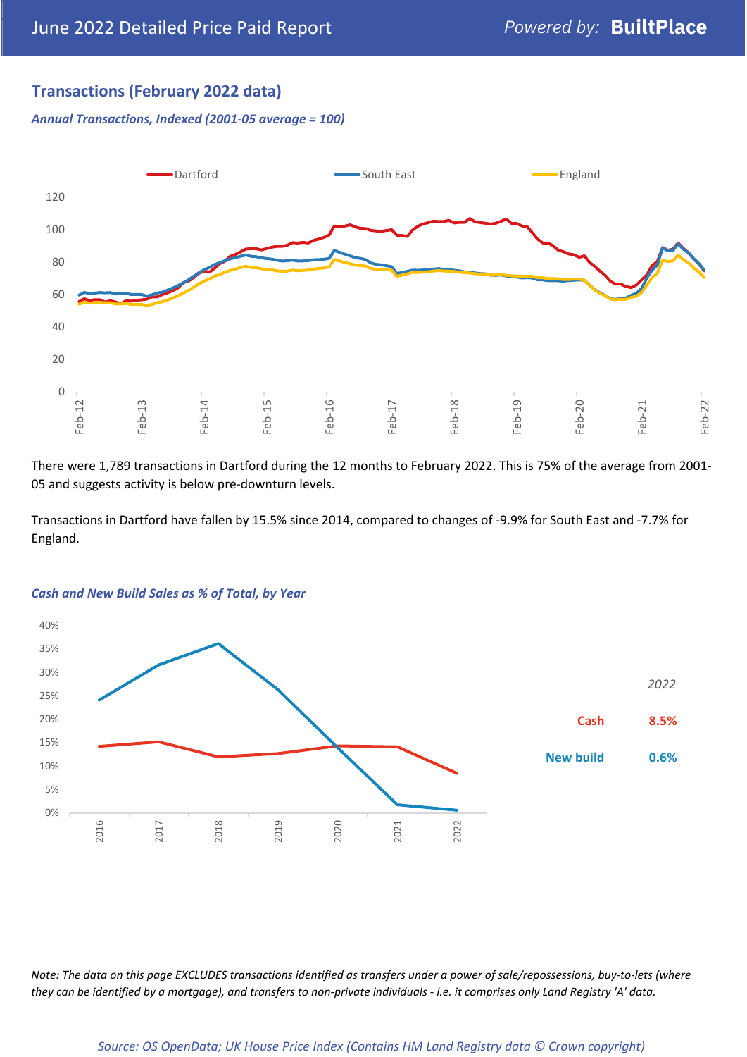## Transactions (February 2022 data)

*Annual Transactions, Indexed (2001-05 average = 100)*

There were 1,789 transactions in Dartford during the 12 months to February 2022. This is 75% of the average from 2001-05 and suggests activity is below pre-downturn levels.

Transactions in Dartford have fallen by 15.5% since 2014, compared to changes of -9.9% for South East and -7.7% for England.

*Cash and New Build Sales as % of Total, by Year*

| 2022 | |
|---|---|
| Cash | 8.5% |
| New build | 0.6% |

*Note: The data on this page EXCLUDES transactions identified as transfers under a power of sale/repossessions, buy-to-lets (where they can be identified by a mortgage), and transfers to non-private individuals - i.e. it comprises only Land Registry 'A' data.*

*Source: OS OpenData; UK House Price Index (Contains HM Land Registry data © Crown copyright)*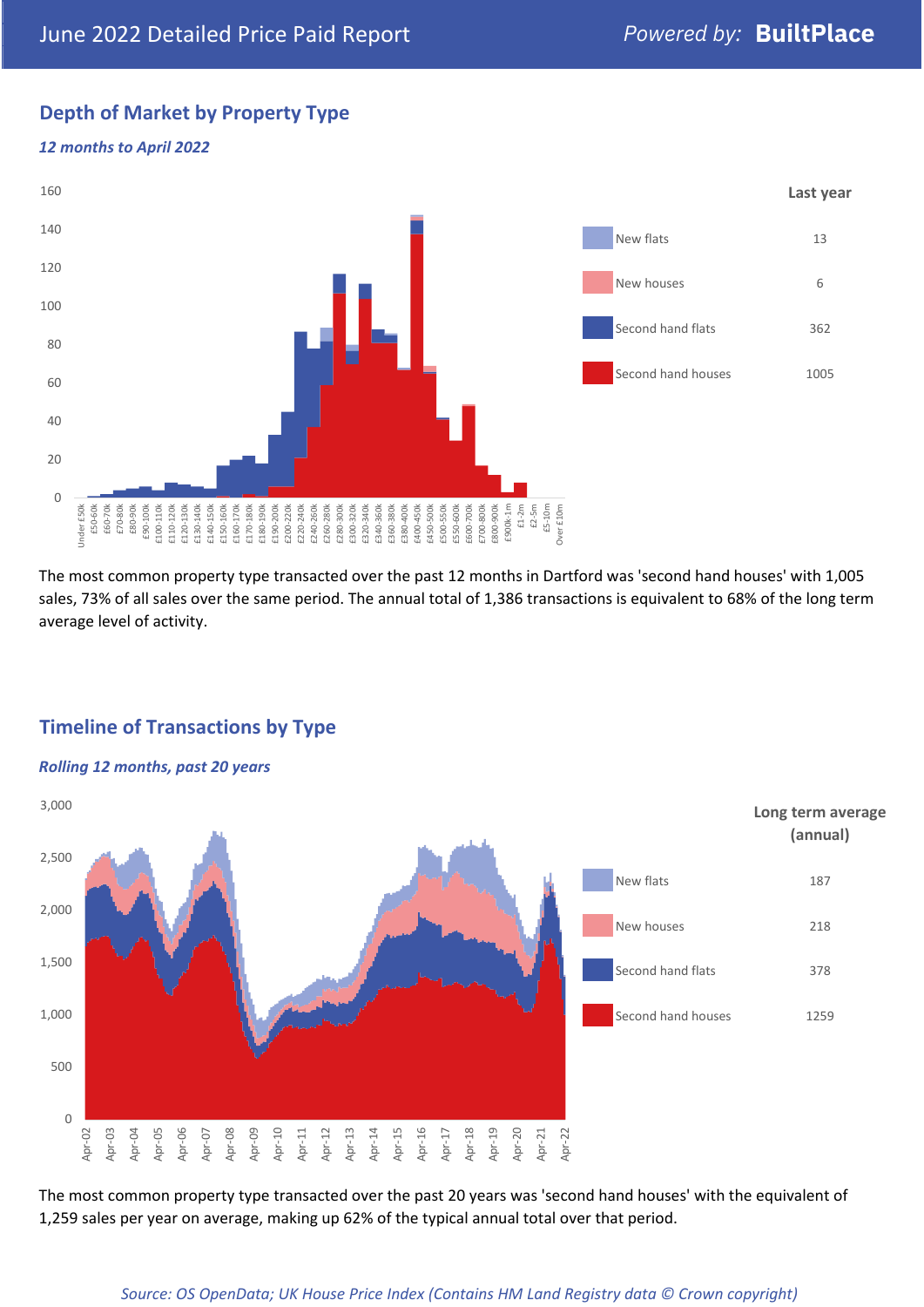June 2022 Detailed Price Paid Report

Powered by: **BuiltPlace**

## Depth of Market by Property Type

*12 months to April 2022*

160
140
120
100
80
60
40
20
0

Under £50k, £50-60k, £60-70k, £70-80k, £80-90k, £90-100k, £100-110k, £110-120k, £120-130k, £130-140k, £140-150k, £150-160k, £160-170k, £170-180k, £180-190k, £190-200k, £200-220k, £220-240k, £240-260k, £260-280k, £280-300k, £300-320k, £320-340k, £340-360k, £360-380k, £380-400k, £400-450k, £450-500k, £500-550k, £550-600k, £600-700k, £700-800k, £800-900k, £900k-1m, £1-2m, £2-5m, £5-10m, Over £10m

Last year

New flats 13
New houses 6
Second hand flats 362
Second hand houses 1005

The most common property type transacted over the past 12 months in Dartford was 'second hand houses' with 1,005 sales, 73% of all sales over the same period. The annual total of 1,386 transactions is equivalent to 68% of the long term average level of activity.

## Timeline of Transactions by Type

*Rolling 12 months, past 20 years*

3,000
2,500
2,000
1,500
1,000
500
0

Apr-02, Apr-03, Apr-04, Apr-05, Apr-06, Apr-07, Apr-08, Apr-09, Apr-10, Apr-11, Apr-12, Apr-13, Apr-14, Apr-15, Apr-16, Apr-17, Apr-18, Apr-19, Apr-20, Apr-21, Apr-22

Long term average (annual)

New flats 187
New houses 218
Second hand flats 378
Second hand houses 1259

The most common property type transacted over the past 20 years was 'second hand houses' with the equivalent of 1,259 sales per year on average, making up 62% of the typical annual total over that period.

*Source: OS OpenData; UK House Price Index (Contains HM Land Registry data © Crown copyright)*